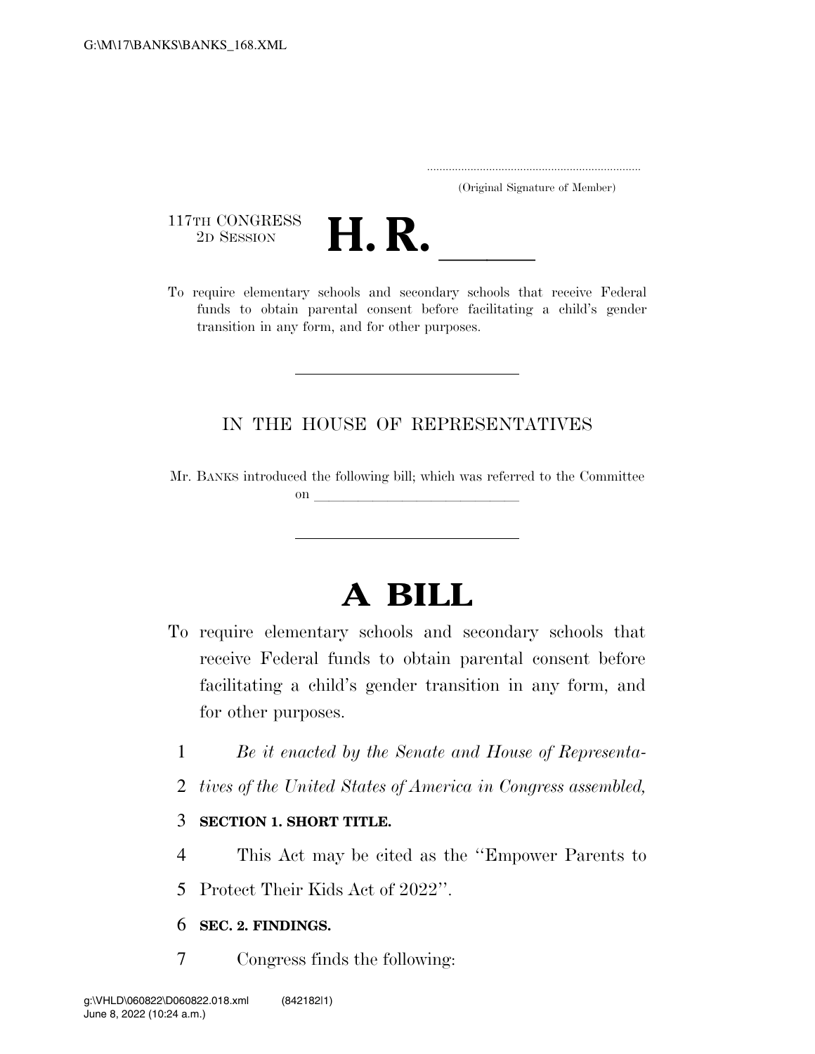(Original Signature of Member)

117TH CONGRESS
2D SESSION

# H. R. \_\_\_\_\_

To require elementary schools and secondary schools that receive Federal funds to obtain parental consent before facilitating a child's gender transition in any form, and for other purposes.

IN THE HOUSE OF REPRESENTATIVES

Mr. BANKS introduced the following bill; which was referred to the Committee on \_\_\_\_\_\_\_\_\_\_\_\_\_\_\_\_\_\_\_\_\_\_\_\_\_\_\_\_\_\_

# A BILL

To require elementary schools and secondary schools that receive Federal funds to obtain parental consent before facilitating a child's gender transition in any form, and for other purposes.

1 *Be it enacted by the Senate and House of Representa-*
2 *tives of the United States of America in Congress assembled,*

3 **SECTION 1. SHORT TITLE.**

4 This Act may be cited as the "Empower Parents to
5 Protect Their Kids Act of 2022".

6 **SEC. 2. FINDINGS.**

7 Congress finds the following: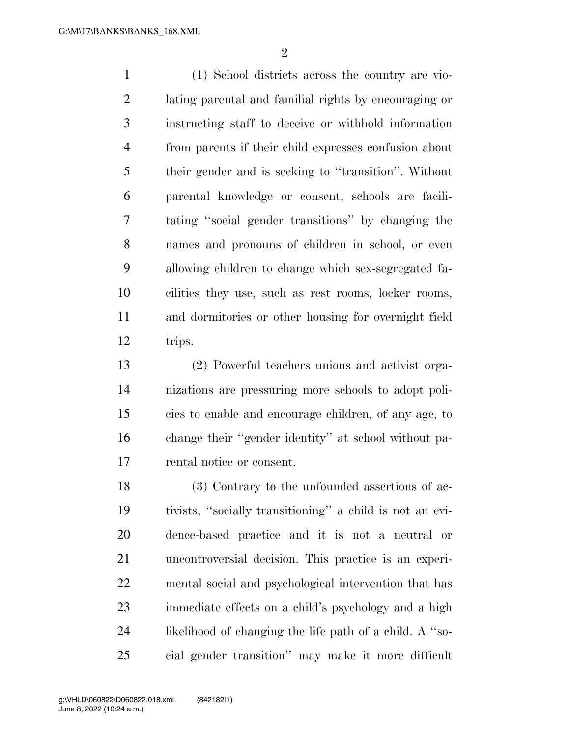(1) School districts across the country are violating parental and familial rights by encouraging or instructing staff to deceive or withhold information from parents if their child expresses confusion about their gender and is seeking to ''transition''. Without parental knowledge or consent, schools are facilitating ''social gender transitions'' by changing the names and pronouns of children in school, or even allowing children to change which sex-segregated facilities they use, such as rest rooms, locker rooms, and dormitories or other housing for overnight field trips.

(2) Powerful teachers unions and activist organizations are pressuring more schools to adopt policies to enable and encourage children, of any age, to change their ''gender identity'' at school without parental notice or consent.

(3) Contrary to the unfounded assertions of activists, ''socially transitioning'' a child is not an evidence-based practice and it is not a neutral or uncontroversial decision. This practice is an experimental social and psychological intervention that has immediate effects on a child's psychology and a high likelihood of changing the life path of a child. A ''social gender transition'' may make it more difficult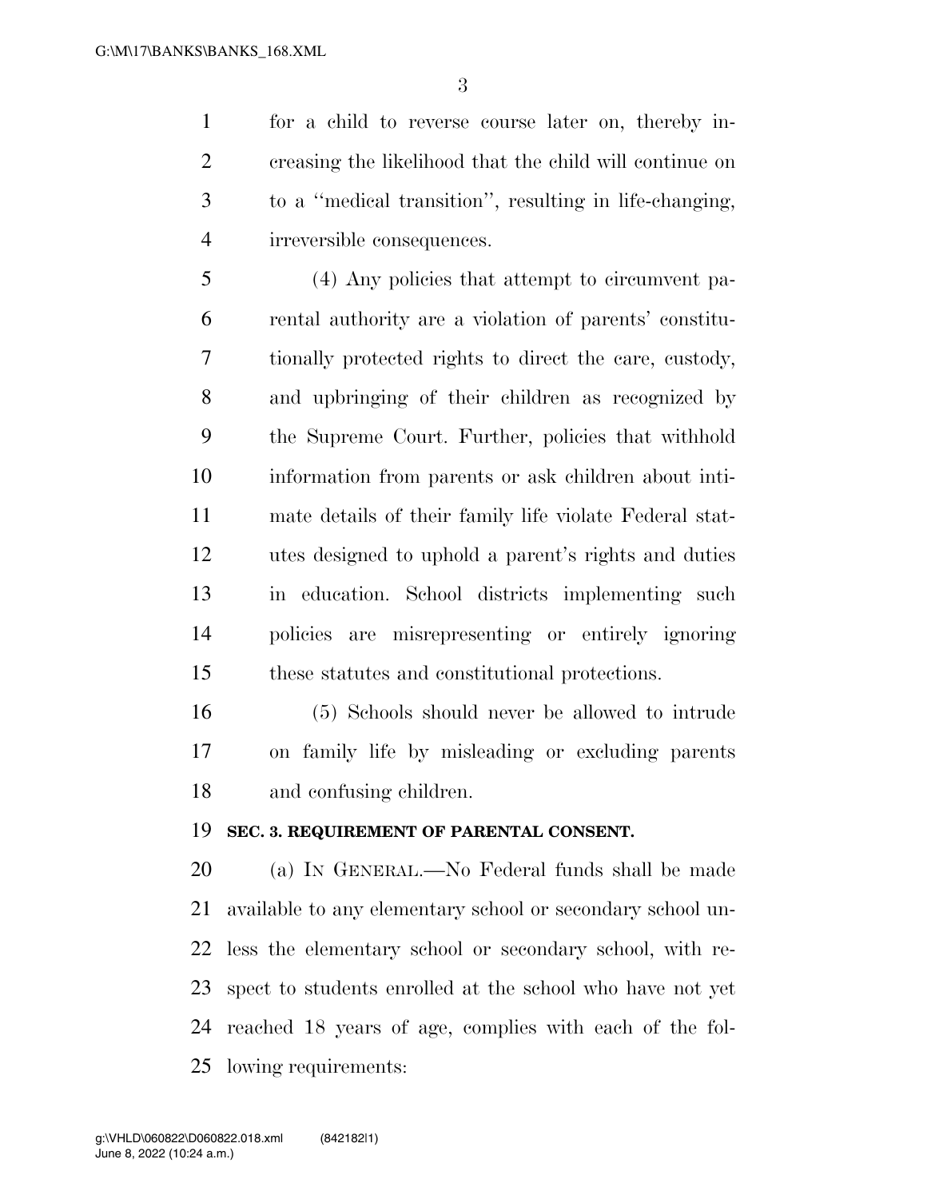for a child to reverse course later on, thereby increasing the likelihood that the child will continue on to a ''medical transition'', resulting in life-changing, irreversible consequences.

(4) Any policies that attempt to circumvent parental authority are a violation of parents' constitutionally protected rights to direct the care, custody, and upbringing of their children as recognized by the Supreme Court. Further, policies that withhold information from parents or ask children about intimate details of their family life violate Federal statutes designed to uphold a parent's rights and duties in education. School districts implementing such policies are misrepresenting or entirely ignoring these statutes and constitutional protections.

(5) Schools should never be allowed to intrude on family life by misleading or excluding parents and confusing children.

**SEC. 3. REQUIREMENT OF PARENTAL CONSENT.**

(a) IN GENERAL.—No Federal funds shall be made available to any elementary school or secondary school unless the elementary school or secondary school, with respect to students enrolled at the school who have not yet reached 18 years of age, complies with each of the following requirements: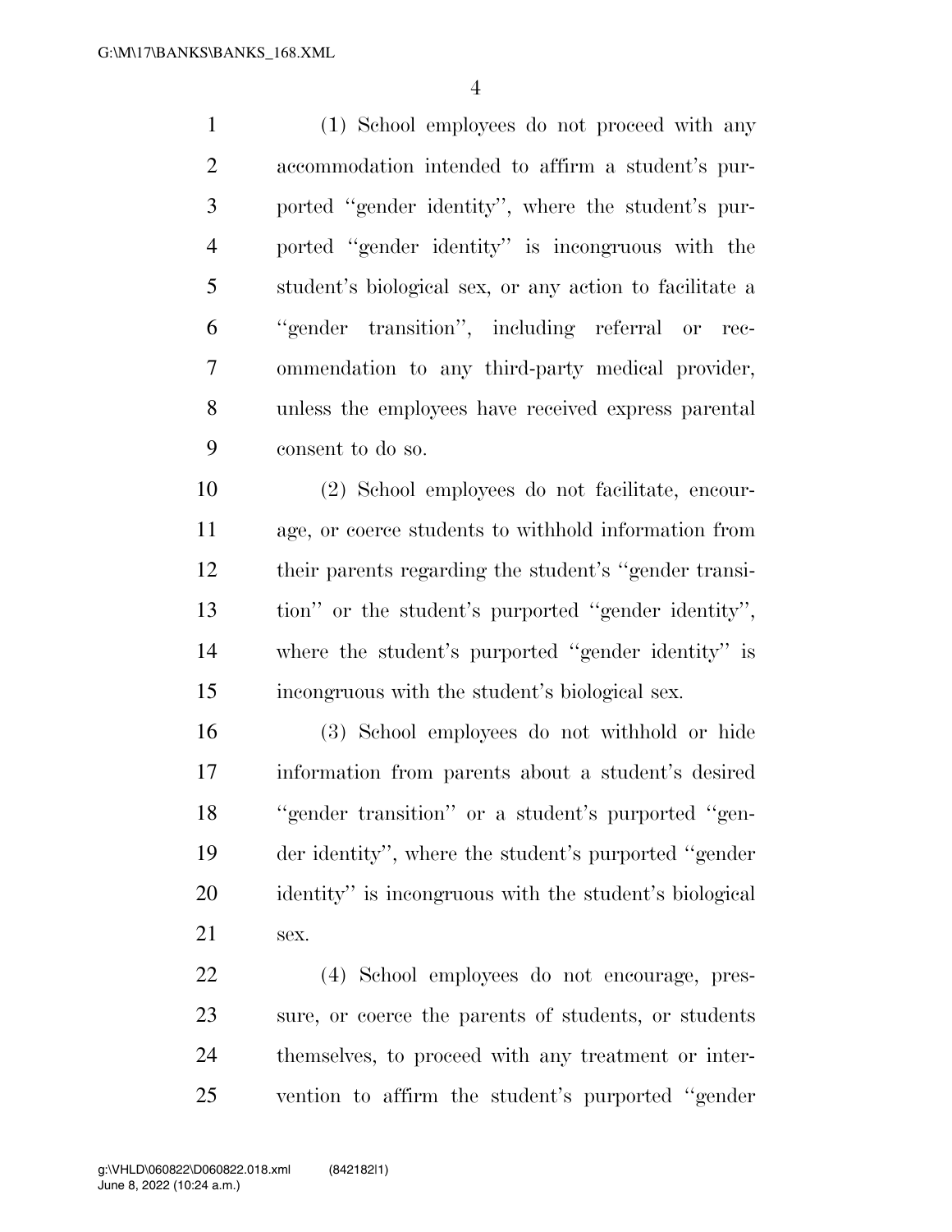(1) School employees do not proceed with any accommodation intended to affirm a student's purported ''gender identity'', where the student's purported ''gender identity'' is incongruous with the student's biological sex, or any action to facilitate a ''gender transition'', including referral or recommendation to any third-party medical provider, unless the employees have received express parental consent to do so.

(2) School employees do not facilitate, encourage, or coerce students to withhold information from their parents regarding the student's ''gender transition'' or the student's purported ''gender identity'', where the student's purported ''gender identity'' is incongruous with the student's biological sex.

(3) School employees do not withhold or hide information from parents about a student's desired ''gender transition'' or a student's purported ''gender identity'', where the student's purported ''gender identity'' is incongruous with the student's biological sex.

(4) School employees do not encourage, pressure, or coerce the parents of students, or students themselves, to proceed with any treatment or intervention to affirm the student's purported ''gender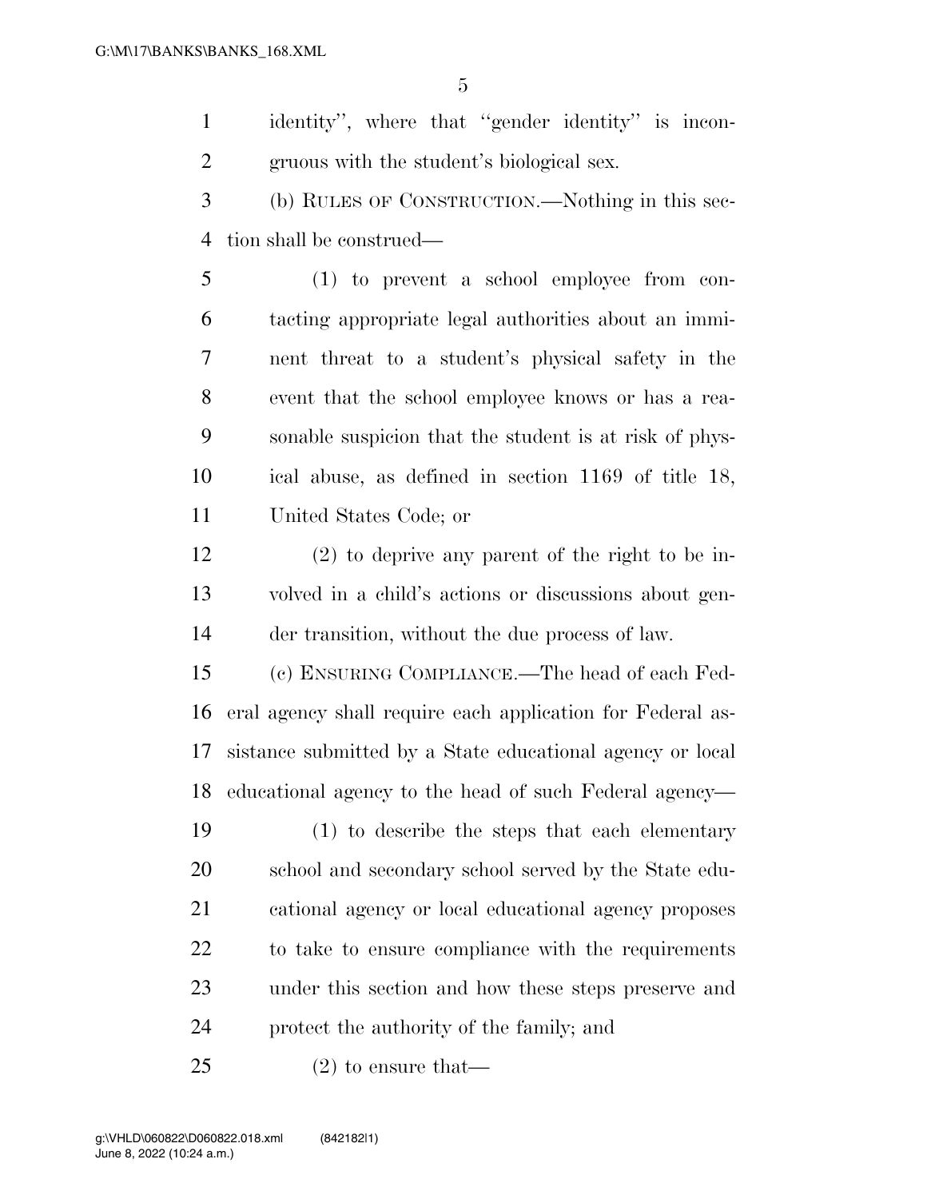identity'', where that ''gender identity'' is incongruous with the student's biological sex.

(b) RULES OF CONSTRUCTION.—Nothing in this section shall be construed—

(1) to prevent a school employee from contacting appropriate legal authorities about an imminent threat to a student's physical safety in the event that the school employee knows or has a reasonable suspicion that the student is at risk of physical abuse, as defined in section 1169 of title 18, United States Code; or

(2) to deprive any parent of the right to be involved in a child's actions or discussions about gender transition, without the due process of law.

(c) ENSURING COMPLIANCE.—The head of each Federal agency shall require each application for Federal assistance submitted by a State educational agency or local educational agency to the head of such Federal agency—

(1) to describe the steps that each elementary school and secondary school served by the State educational agency or local educational agency proposes to take to ensure compliance with the requirements under this section and how these steps preserve and protect the authority of the family; and

(2) to ensure that—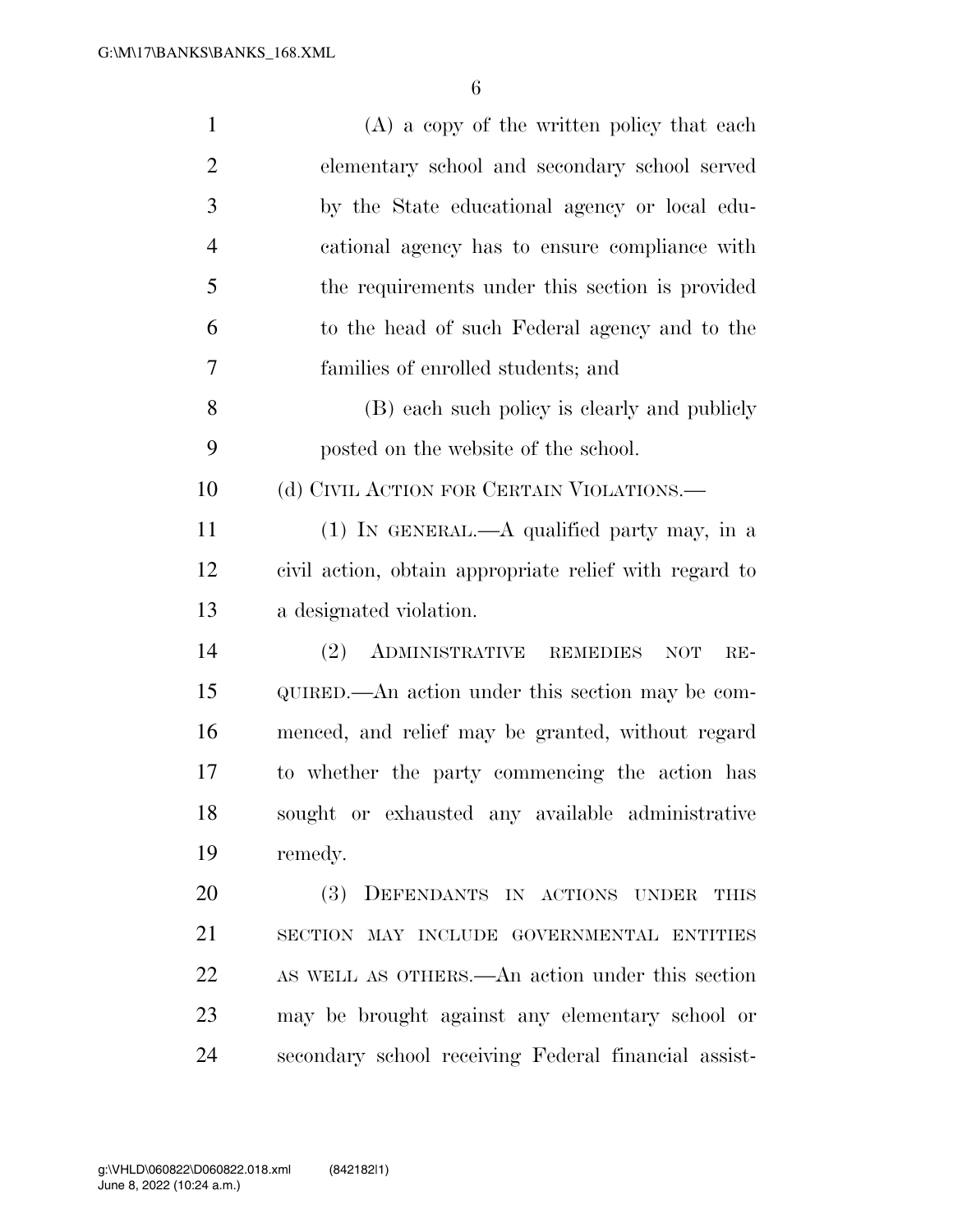(A) a copy of the written policy that each elementary school and secondary school served by the State educational agency or local educational agency has to ensure compliance with the requirements under this section is provided to the head of such Federal agency and to the families of enrolled students; and

(B) each such policy is clearly and publicly posted on the website of the school.

(d) CIVIL ACTION FOR CERTAIN VIOLATIONS.—

(1) IN GENERAL.—A qualified party may, in a civil action, obtain appropriate relief with regard to a designated violation.

(2) ADMINISTRATIVE REMEDIES NOT REQUIRED.—An action under this section may be commenced, and relief may be granted, without regard to whether the party commencing the action has sought or exhausted any available administrative remedy.

(3) DEFENDANTS IN ACTIONS UNDER THIS SECTION MAY INCLUDE GOVERNMENTAL ENTITIES AS WELL AS OTHERS.—An action under this section may be brought against any elementary school or secondary school receiving Federal financial assist-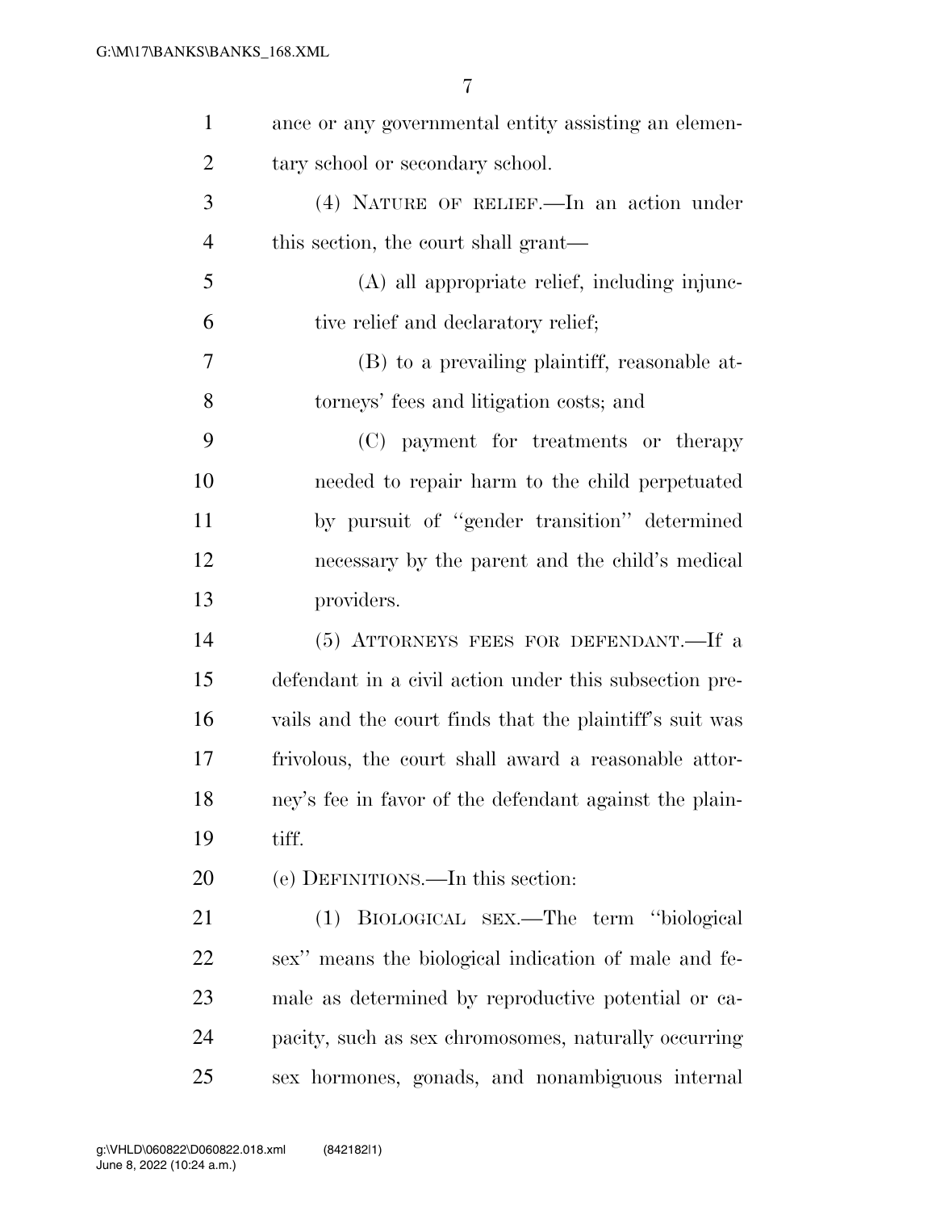ance or any governmental entity assisting an elementary school or secondary school.

(4) NATURE OF RELIEF.—In an action under this section, the court shall grant—

(A) all appropriate relief, including injunctive relief and declaratory relief;

(B) to a prevailing plaintiff, reasonable attorneys' fees and litigation costs; and

(C) payment for treatments or therapy needed to repair harm to the child perpetuated by pursuit of "gender transition" determined necessary by the parent and the child's medical providers.

(5) ATTORNEYS FEES FOR DEFENDANT.—If a defendant in a civil action under this subsection prevails and the court finds that the plaintiff's suit was frivolous, the court shall award a reasonable attorney's fee in favor of the defendant against the plaintiff.

(e) DEFINITIONS.—In this section:

(1) BIOLOGICAL SEX.—The term "biological sex" means the biological indication of male and female as determined by reproductive potential or capacity, such as sex chromosomes, naturally occurring sex hormones, gonads, and nonambiguous internal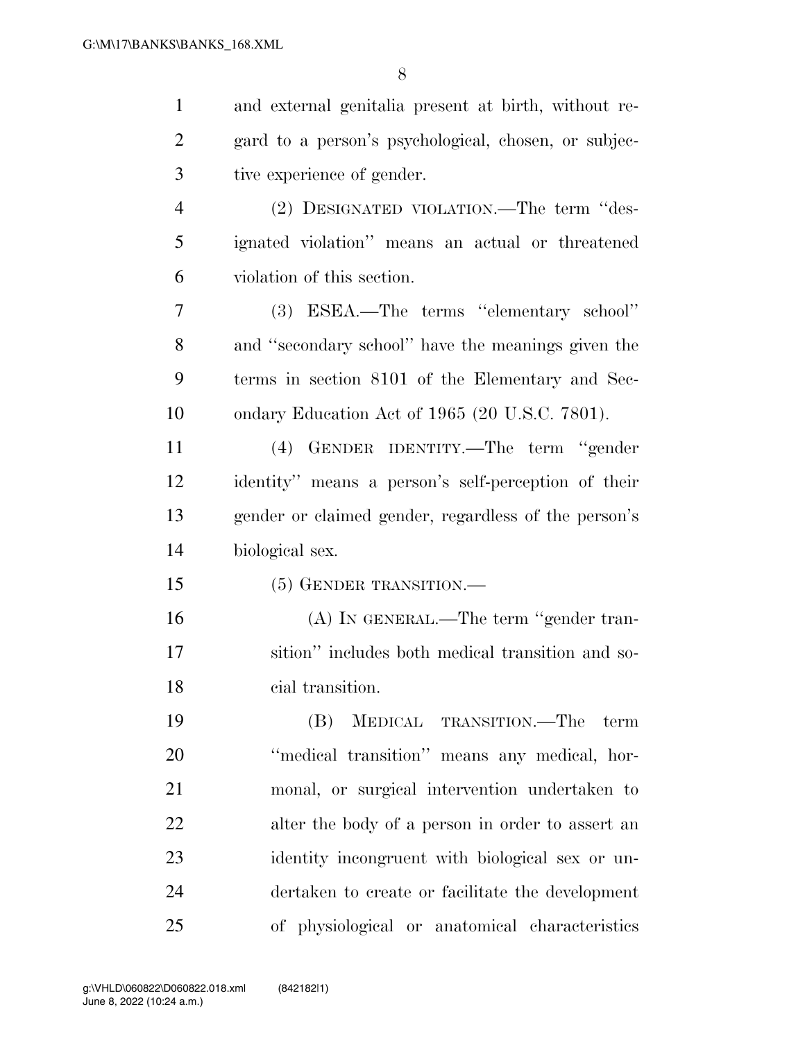and external genitalia present at birth, without regard to a person's psychological, chosen, or subjective experience of gender.

(2) DESIGNATED VIOLATION.—The term "designated violation" means an actual or threatened violation of this section.

(3) ESEA.—The terms "elementary school" and "secondary school" have the meanings given the terms in section 8101 of the Elementary and Secondary Education Act of 1965 (20 U.S.C. 7801).

(4) GENDER IDENTITY.—The term "gender identity" means a person's self-perception of their gender or claimed gender, regardless of the person's biological sex.

(5) GENDER TRANSITION.—

(A) IN GENERAL.—The term "gender transition" includes both medical transition and social transition.

(B) MEDICAL TRANSITION.—The term "medical transition" means any medical, hormonal, or surgical intervention undertaken to alter the body of a person in order to assert an identity incongruent with biological sex or undertaken to create or facilitate the development of physiological or anatomical characteristics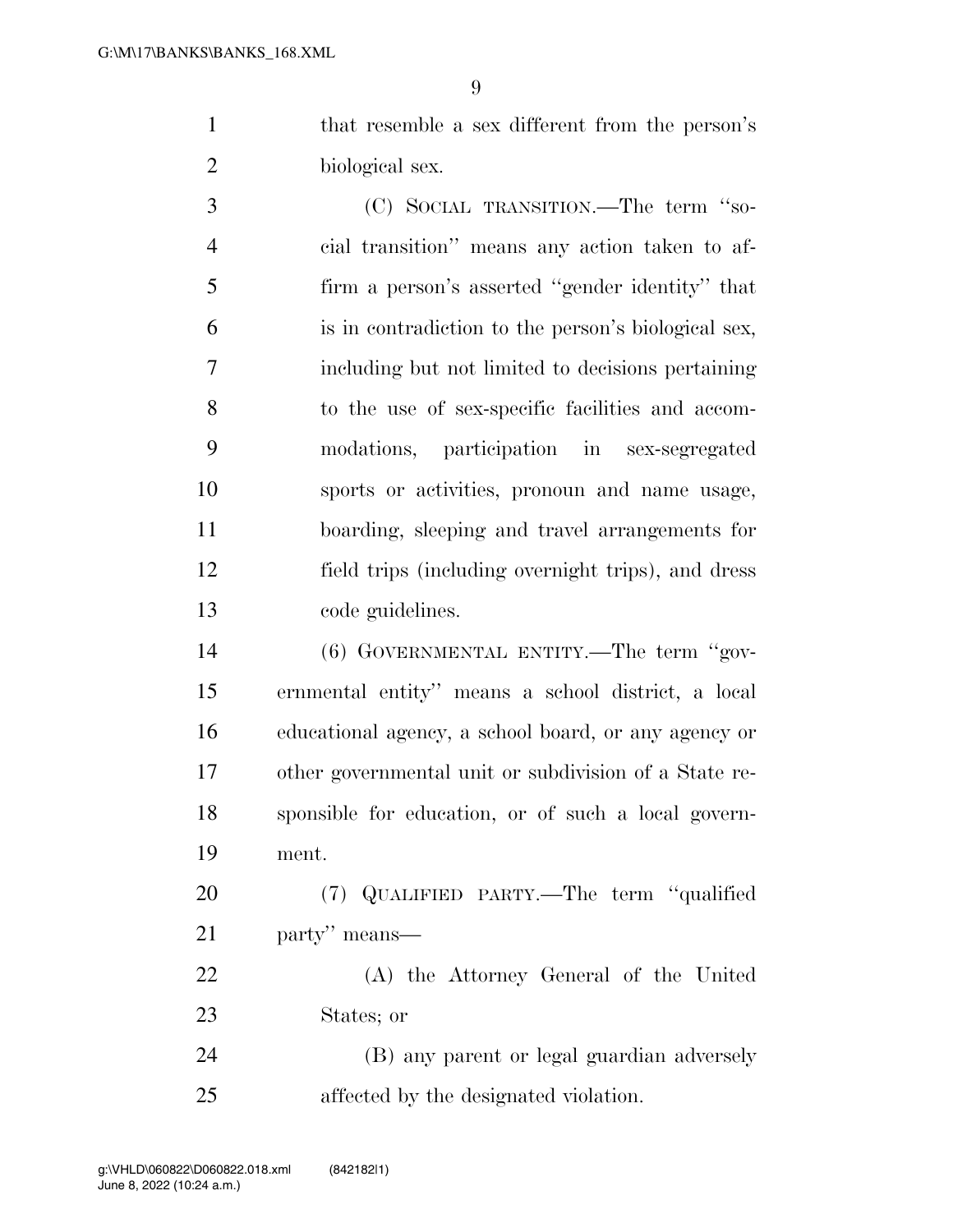that resemble a sex different from the person's biological sex.

(C) SOCIAL TRANSITION.—The term ''social transition'' means any action taken to affirm a person's asserted ''gender identity'' that is in contradiction to the person's biological sex, including but not limited to decisions pertaining to the use of sex-specific facilities and accommodations, participation in sex-segregated sports or activities, pronoun and name usage, boarding, sleeping and travel arrangements for field trips (including overnight trips), and dress code guidelines.

(6) GOVERNMENTAL ENTITY.—The term ''governmental entity'' means a school district, a local educational agency, a school board, or any agency or other governmental unit or subdivision of a State responsible for education, or of such a local government.

(7) QUALIFIED PARTY.—The term ''qualified party'' means—

(A) the Attorney General of the United States; or

(B) any parent or legal guardian adversely affected by the designated violation.